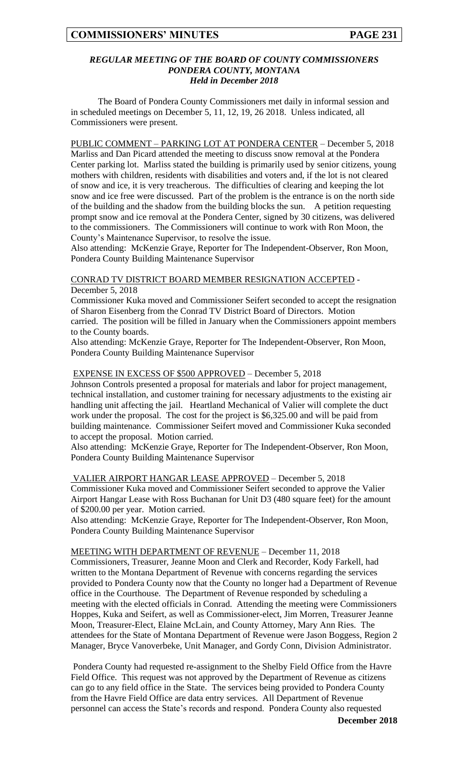## *REGULAR MEETING OF THE BOARD OF COUNTY COMMISSIONERS*
## *PONDERA COUNTY, MONTANA*
### *Held in December 2018*

The Board of Pondera County Commissioners met daily in informal session and in scheduled meetings on December 5, 11, 12, 19, 26 2018. Unless indicated, all Commissioners were present.

PUBLIC COMMENT – PARKING LOT AT PONDERA CENTER – December 5, 2018
Marliss and Dan Picard attended the meeting to discuss snow removal at the Pondera Center parking lot. Marliss stated the building is primarily used by senior citizens, young mothers with children, residents with disabilities and voters and, if the lot is not cleared of snow and ice, it is very treacherous. The difficulties of clearing and keeping the lot snow and ice free were discussed. Part of the problem is the entrance is on the north side of the building and the shadow from the building blocks the sun. A petition requesting prompt snow and ice removal at the Pondera Center, signed by 30 citizens, was delivered to the commissioners. The Commissioners will continue to work with Ron Moon, the County's Maintenance Supervisor, to resolve the issue.
Also attending: McKenzie Graye, Reporter for The Independent-Observer, Ron Moon, Pondera County Building Maintenance Supervisor

CONRAD TV DISTRICT BOARD MEMBER RESIGNATION ACCEPTED - December 5, 2018
Commissioner Kuka moved and Commissioner Seifert seconded to accept the resignation of Sharon Eisenberg from the Conrad TV District Board of Directors. Motion carried. The position will be filled in January when the Commissioners appoint members to the County boards.
Also attending: McKenzie Graye, Reporter for The Independent-Observer, Ron Moon, Pondera County Building Maintenance Supervisor

EXPENSE IN EXCESS OF $500 APPROVED – December 5, 2018
Johnson Controls presented a proposal for materials and labor for project management, technical installation, and customer training for necessary adjustments to the existing air handling unit affecting the jail. Heartland Mechanical of Valier will complete the duct work under the proposal. The cost for the project is $6,325.00 and will be paid from building maintenance. Commissioner Seifert moved and Commissioner Kuka seconded to accept the proposal. Motion carried.
Also attending: McKenzie Graye, Reporter for The Independent-Observer, Ron Moon, Pondera County Building Maintenance Supervisor

VALIER AIRPORT HANGAR LEASE APPROVED – December 5, 2018
Commissioner Kuka moved and Commissioner Seifert seconded to approve the Valier Airport Hangar Lease with Ross Buchanan for Unit D3 (480 square feet) for the amount of $200.00 per year. Motion carried.
Also attending: McKenzie Graye, Reporter for The Independent-Observer, Ron Moon, Pondera County Building Maintenance Supervisor

MEETING WITH DEPARTMENT OF REVENUE – December 11, 2018
Commissioners, Treasurer, Jeanne Moon and Clerk and Recorder, Kody Farkell, had written to the Montana Department of Revenue with concerns regarding the services provided to Pondera County now that the County no longer had a Department of Revenue office in the Courthouse. The Department of Revenue responded by scheduling a meeting with the elected officials in Conrad. Attending the meeting were Commissioners Hoppes, Kuka and Seifert, as well as Commissioner-elect, Jim Morren, Treasurer Jeanne Moon, Treasurer-Elect, Elaine McLain, and County Attorney, Mary Ann Ries. The attendees for the State of Montana Department of Revenue were Jason Boggess, Region 2 Manager, Bryce Vanoverbeke, Unit Manager, and Gordy Conn, Division Administrator.

Pondera County had requested re-assignment to the Shelby Field Office from the Havre Field Office. This request was not approved by the Department of Revenue as citizens can go to any field office in the State. The services being provided to Pondera County from the Havre Field Office are data entry services. All Department of Revenue personnel can access the State's records and respond. Pondera County also requested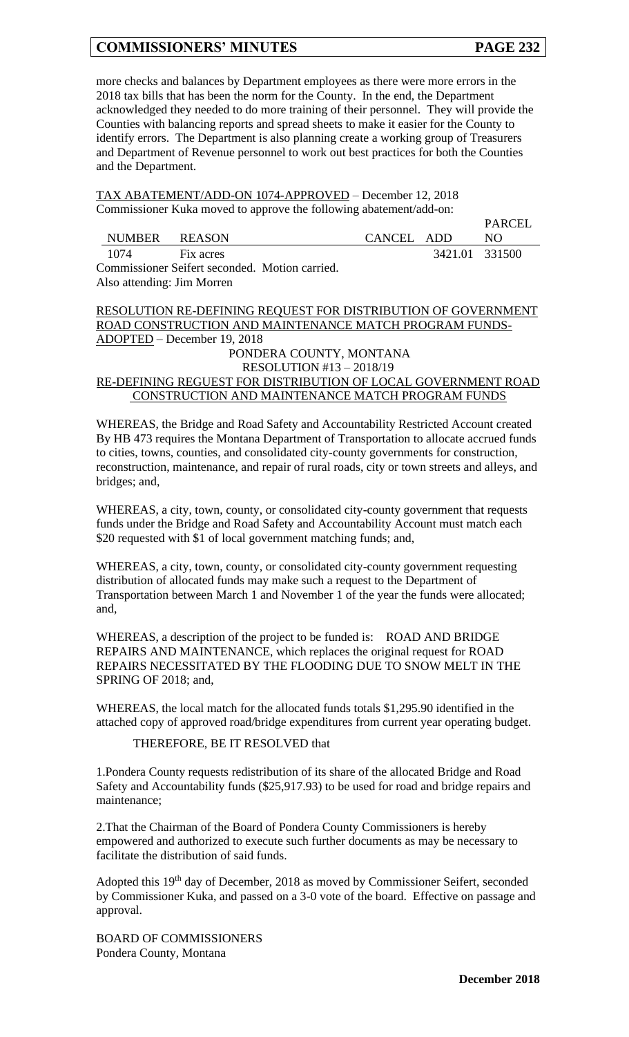more checks and balances by Department employees as there were more errors in the 2018 tax bills that has been the norm for the County. In the end, the Department acknowledged they needed to do more training of their personnel. They will provide the Counties with balancing reports and spread sheets to make it easier for the County to identify errors. The Department is also planning create a working group of Treasurers and Department of Revenue personnel to work out best practices for both the Counties and the Department.

TAX ABATEMENT/ADD-ON 1074-APPROVED – December 12, 2018
Commissioner Kuka moved to approve the following abatement/add-on:

| NUMBER | REASON | CANCEL | ADD | PARCEL NO |
|---|---|---|---|---|
| 1074 | Fix acres | | 3421.01 | 331500 |

Commissioner Seifert seconded. Motion carried.
Also attending: Jim Morren

RESOLUTION RE-DEFINING REQUEST FOR DISTRIBUTION OF GOVERNMENT ROAD CONSTRUCTION AND MAINTENANCE MATCH PROGRAM FUNDS-ADOPTED – December 19, 2018

PONDERA COUNTY, MONTANA
RESOLUTION #13 – 2018/19
RE-DEFINING REGUEST FOR DISTRIBUTION OF LOCAL GOVERNMENT ROAD CONSTRUCTION AND MAINTENANCE MATCH PROGRAM FUNDS

WHEREAS, the Bridge and Road Safety and Accountability Restricted Account created By HB 473 requires the Montana Department of Transportation to allocate accrued funds to cities, towns, counties, and consolidated city-county governments for construction, reconstruction, maintenance, and repair of rural roads, city or town streets and alleys, and bridges; and,

WHEREAS, a city, town, county, or consolidated city-county government that requests funds under the Bridge and Road Safety and Accountability Account must match each \$20 requested with \$1 of local government matching funds; and,

WHEREAS, a city, town, county, or consolidated city-county government requesting distribution of allocated funds may make such a request to the Department of Transportation between March 1 and November 1 of the year the funds were allocated; and,

WHEREAS, a description of the project to be funded is: ROAD AND BRIDGE REPAIRS AND MAINTENANCE, which replaces the original request for ROAD REPAIRS NECESSITATED BY THE FLOODING DUE TO SNOW MELT IN THE SPRING OF 2018; and,

WHEREAS, the local match for the allocated funds totals \$1,295.90 identified in the attached copy of approved road/bridge expenditures from current year operating budget.

THEREFORE, BE IT RESOLVED that

1.Pondera County requests redistribution of its share of the allocated Bridge and Road Safety and Accountability funds (\$25,917.93) to be used for road and bridge repairs and maintenance;

2.That the Chairman of the Board of Pondera County Commissioners is hereby empowered and authorized to execute such further documents as may be necessary to facilitate the distribution of said funds.

Adopted this 19th day of December, 2018 as moved by Commissioner Seifert, seconded by Commissioner Kuka, and passed on a 3-0 vote of the board. Effective on passage and approval.

BOARD OF COMMISSIONERS
Pondera County, Montana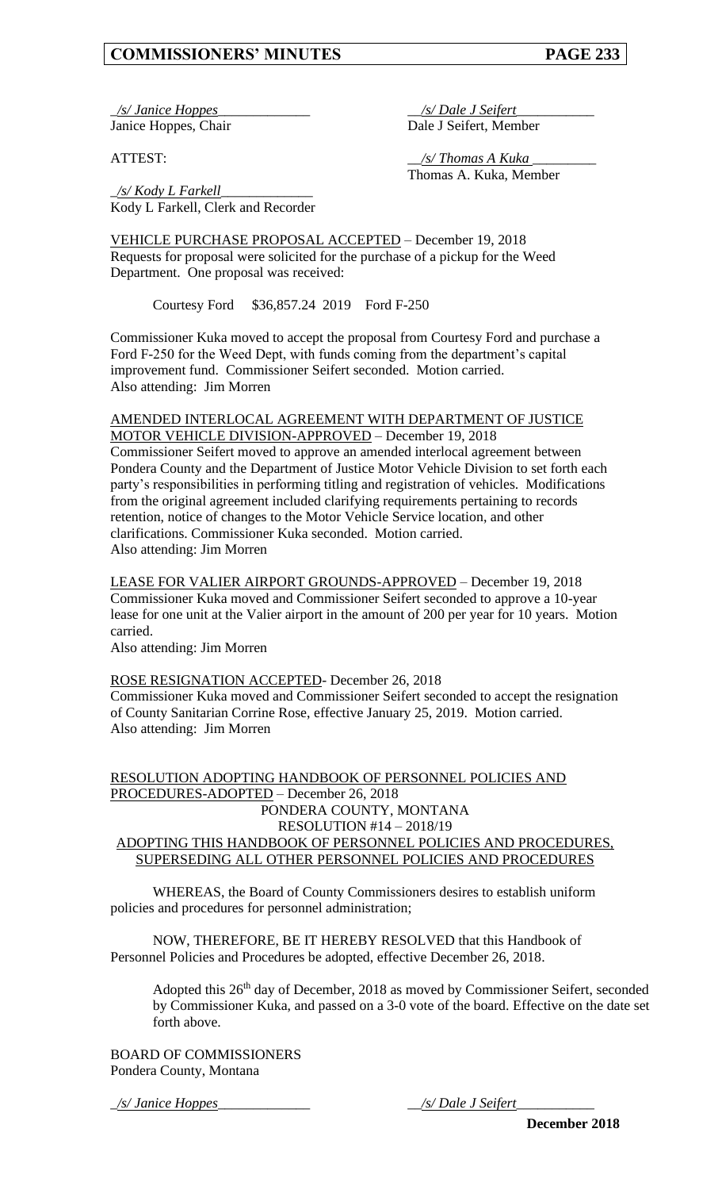_/s/ Janice Hoppes_____________ __/s/ Dale J Seifert___________
Janice Hoppes, Chair Dale J Seifert, Member

ATTEST: __/s/ Thomas A Kuka _________
Thomas A. Kuka, Member

_/s/ Kody L Farkell_____________
Kody L Farkell, Clerk and Recorder

VEHICLE PURCHASE PROPOSAL ACCEPTED – December 19, 2018
Requests for proposal were solicited for the purchase of a pickup for the Weed Department. One proposal was received:

Courtesy Ford $36,857.24 2019 Ford F-250

Commissioner Kuka moved to accept the proposal from Courtesy Ford and purchase a Ford F-250 for the Weed Dept, with funds coming from the department's capital improvement fund. Commissioner Seifert seconded. Motion carried.
Also attending: Jim Morren

AMENDED INTERLOCAL AGREEMENT WITH DEPARTMENT OF JUSTICE MOTOR VEHICLE DIVISION-APPROVED – December 19, 2018
Commissioner Seifert moved to approve an amended interlocal agreement between Pondera County and the Department of Justice Motor Vehicle Division to set forth each party's responsibilities in performing titling and registration of vehicles. Modifications from the original agreement included clarifying requirements pertaining to records retention, notice of changes to the Motor Vehicle Service location, and other clarifications. Commissioner Kuka seconded. Motion carried.
Also attending: Jim Morren

LEASE FOR VALIER AIRPORT GROUNDS-APPROVED – December 19, 2018
Commissioner Kuka moved and Commissioner Seifert seconded to approve a 10-year lease for one unit at the Valier airport in the amount of 200 per year for 10 years. Motion carried.
Also attending: Jim Morren

ROSE RESIGNATION ACCEPTED- December 26, 2018
Commissioner Kuka moved and Commissioner Seifert seconded to accept the resignation of County Sanitarian Corrine Rose, effective January 25, 2019. Motion carried.
Also attending: Jim Morren

RESOLUTION ADOPTING HANDBOOK OF PERSONNEL POLICIES AND PROCEDURES-ADOPTED – December 26, 2018

PONDERA COUNTY, MONTANA
RESOLUTION #14 – 2018/19
ADOPTING THIS HANDBOOK OF PERSONNEL POLICIES AND PROCEDURES, SUPERSEDING ALL OTHER PERSONNEL POLICIES AND PROCEDURES

WHEREAS, the Board of County Commissioners desires to establish uniform policies and procedures for personnel administration;

NOW, THEREFORE, BE IT HEREBY RESOLVED that this Handbook of Personnel Policies and Procedures be adopted, effective December 26, 2018.

Adopted this 26th day of December, 2018 as moved by Commissioner Seifert, seconded by Commissioner Kuka, and passed on a 3-0 vote of the board. Effective on the date set forth above.

BOARD OF COMMISSIONERS
Pondera County, Montana

_/s/ Janice Hoppes_____________ __/s/ Dale J Seifert___________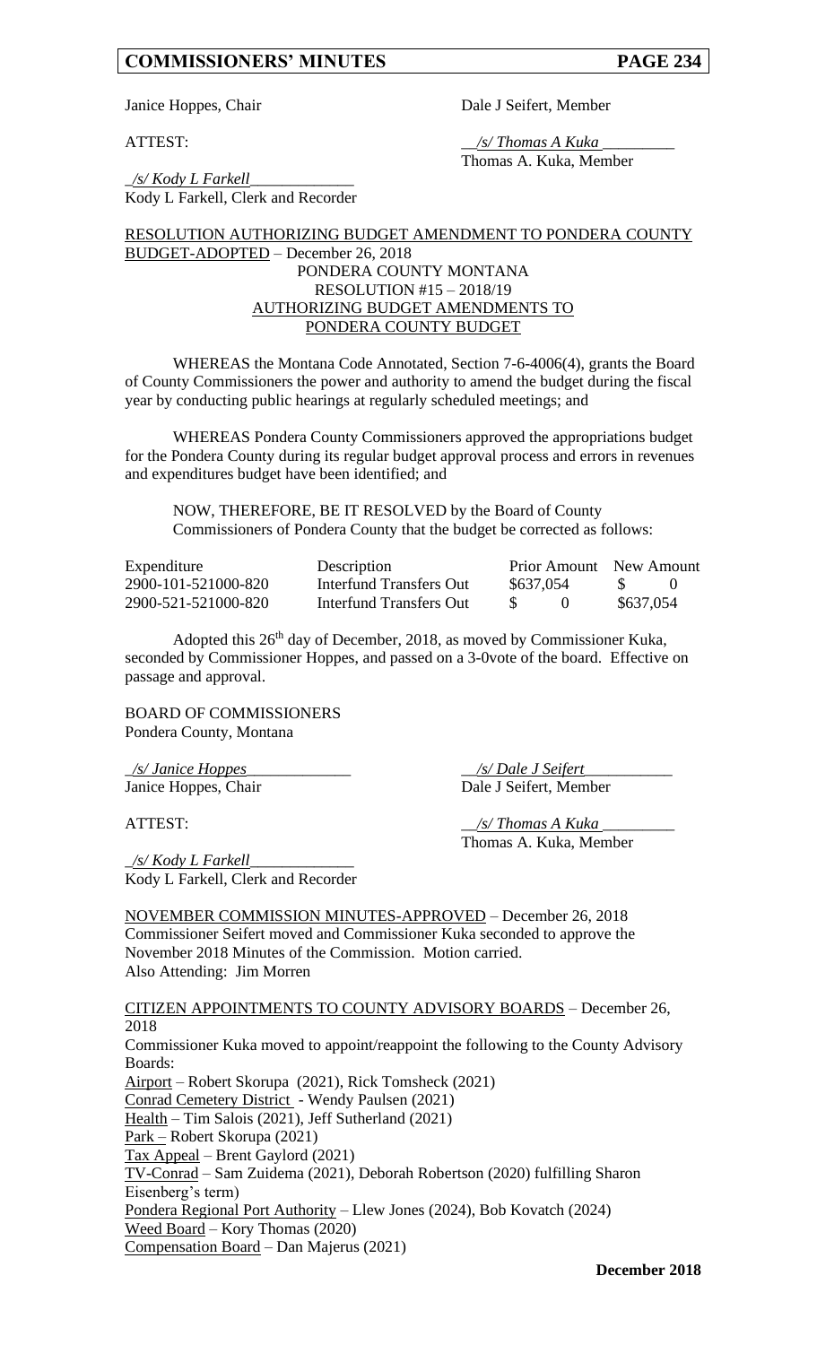Janice Hoppes, Chair Dale J Seifert, Member

ATTEST: __/s/ Thomas A Kuka_________
Thomas A. Kuka, Member

_/s/ Kody L Farkell_____________
Kody L Farkell, Clerk and Recorder

RESOLUTION AUTHORIZING BUDGET AMENDMENT TO PONDERA COUNTY BUDGET-ADOPTED – December 26, 2018

PONDERA COUNTY MONTANA
RESOLUTION #15 – 2018/19
AUTHORIZING BUDGET AMENDMENTS TO
PONDERA COUNTY BUDGET

WHEREAS the Montana Code Annotated, Section 7-6-4006(4), grants the Board of County Commissioners the power and authority to amend the budget during the fiscal year by conducting public hearings at regularly scheduled meetings; and

WHEREAS Pondera County Commissioners approved the appropriations budget for the Pondera County during its regular budget approval process and errors in revenues and expenditures budget have been identified; and

NOW, THEREFORE, BE IT RESOLVED by the Board of County Commissioners of Pondera County that the budget be corrected as follows:

| Expenditure | Description | Prior Amount | New Amount |
|---|---|---|---|
| 2900-101-521000-820 | Interfund Transfers Out | $637,054 | $ 0 |
| 2900-521-521000-820 | Interfund Transfers Out | $ 0 | $637,054 |

Adopted this 26th day of December, 2018, as moved by Commissioner Kuka, seconded by Commissioner Hoppes, and passed on a 3-0vote of the board. Effective on passage and approval.

BOARD OF COMMISSIONERS
Pondera County, Montana

_/s/ Janice Hoppes_____________ __/s/ Dale J Seifert___________
Janice Hoppes, Chair Dale J Seifert, Member

ATTEST: __/s/ Thomas A Kuka_________
Thomas A. Kuka, Member

_/s/ Kody L Farkell_____________
Kody L Farkell, Clerk and Recorder

NOVEMBER COMMISSION MINUTES-APPROVED – December 26, 2018
Commissioner Seifert moved and Commissioner Kuka seconded to approve the November 2018 Minutes of the Commission. Motion carried.
Also Attending: Jim Morren

CITIZEN APPOINTMENTS TO COUNTY ADVISORY BOARDS – December 26, 2018
Commissioner Kuka moved to appoint/reappoint the following to the County Advisory Boards:
Airport – Robert Skorupa (2021), Rick Tomsheck (2021)
Conrad Cemetery District - Wendy Paulsen (2021)
Health – Tim Salois (2021), Jeff Sutherland (2021)
Park – Robert Skorupa (2021)
Tax Appeal – Brent Gaylord (2021)
TV-Conrad – Sam Zuidema (2021), Deborah Robertson (2020) fulfilling Sharon Eisenberg's term)
Pondera Regional Port Authority – Llew Jones (2024), Bob Kovatch (2024)
Weed Board – Kory Thomas (2020)
Compensation Board – Dan Majerus (2021)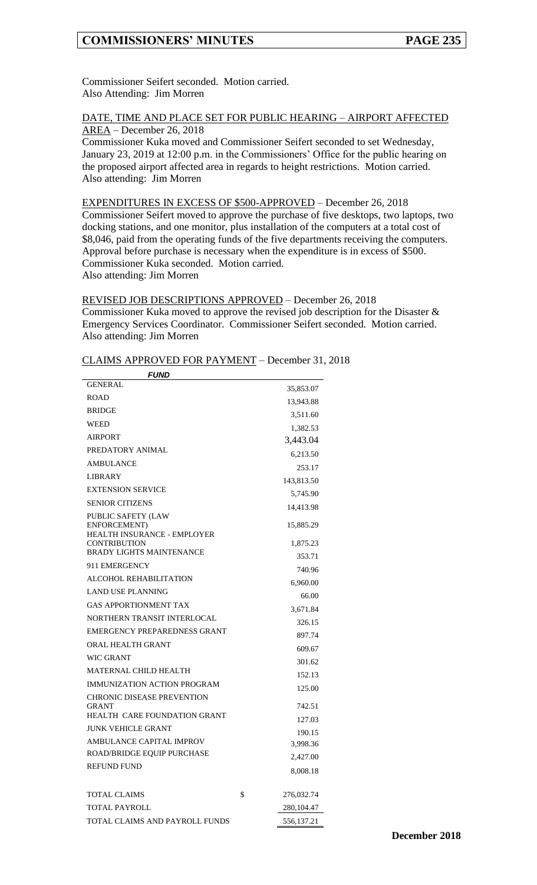Commissioner Seifert seconded. Motion carried.
Also Attending: Jim Morren

DATE, TIME AND PLACE SET FOR PUBLIC HEARING – AIRPORT AFFECTED AREA – December 26, 2018

Commissioner Kuka moved and Commissioner Seifert seconded to set Wednesday, January 23, 2019 at 12:00 p.m. in the Commissioners' Office for the public hearing on the proposed airport affected area in regards to height restrictions. Motion carried.
Also attending: Jim Morren

EXPENDITURES IN EXCESS OF $500-APPROVED – December 26, 2018

Commissioner Seifert moved to approve the purchase of five desktops, two laptops, two docking stations, and one monitor, plus installation of the computers at a total cost of $8,046, paid from the operating funds of the five departments receiving the computers. Approval before purchase is necessary when the expenditure is in excess of $500. Commissioner Kuka seconded. Motion carried.
Also attending: Jim Morren

REVISED JOB DESCRIPTIONS APPROVED – December 26, 2018

Commissioner Kuka moved to approve the revised job description for the Disaster & Emergency Services Coordinator. Commissioner Seifert seconded. Motion carried.
Also attending: Jim Morren

CLAIMS APPROVED FOR PAYMENT – December 31, 2018

| *FUND* | | |
|---|---|---|
| GENERAL | | 35,853.07 |
| ROAD | | 13,943.88 |
| BRIDGE | | 3,511.60 |
| WEED | | 1,382.53 |
| AIRPORT | | 3,443.04 |
| PREDATORY ANIMAL | | 6,213.50 |
| AMBULANCE | | 253.17 |
| LIBRARY | | 143,813.50 |
| EXTENSION SERVICE | | 5,745.90 |
| SENIOR CITIZENS | | 14,413.98 |
| PUBLIC SAFETY (LAW ENFORCEMENT) | | 15,885.29 |
| HEALTH INSURANCE - EMPLOYER CONTRIBUTION | | 1,875.23 |
| BRADY LIGHTS MAINTENANCE | | 353.71 |
| 911 EMERGENCY | | 740.96 |
| ALCOHOL REHABILITATION | | 6,960.00 |
| LAND USE PLANNING | | 66.00 |
| GAS APPORTIONMENT TAX | | 3,671.84 |
| NORTHERN TRANSIT INTERLOCAL | | 326.15 |
| EMERGENCY PREPAREDNESS GRANT | | 897.74 |
| ORAL HEALTH GRANT | | 609.67 |
| WIC GRANT | | 301.62 |
| MATERNAL CHILD HEALTH | | 152.13 |
| IMMUNIZATION ACTION PROGRAM | | 125.00 |
| CHRONIC DISEASE PREVENTION GRANT | | 742.51 |
| HEALTH CARE FOUNDATION GRANT | | 127.03 |
| JUNK VEHICLE GRANT | | 190.15 |
| AMBULANCE CAPITAL IMPROV | | 3,998.36 |
| ROAD/BRIDGE EQUIP PURCHASE | | 2,427.00 |
| REFUND FUND | | 8,008.18 |
| | | |
| TOTAL CLAIMS | $ | 276,032.74 |
| TOTAL PAYROLL | | 280,104.47 |
| TOTAL CLAIMS AND PAYROLL FUNDS | | 556,137.21 |

**December 2018**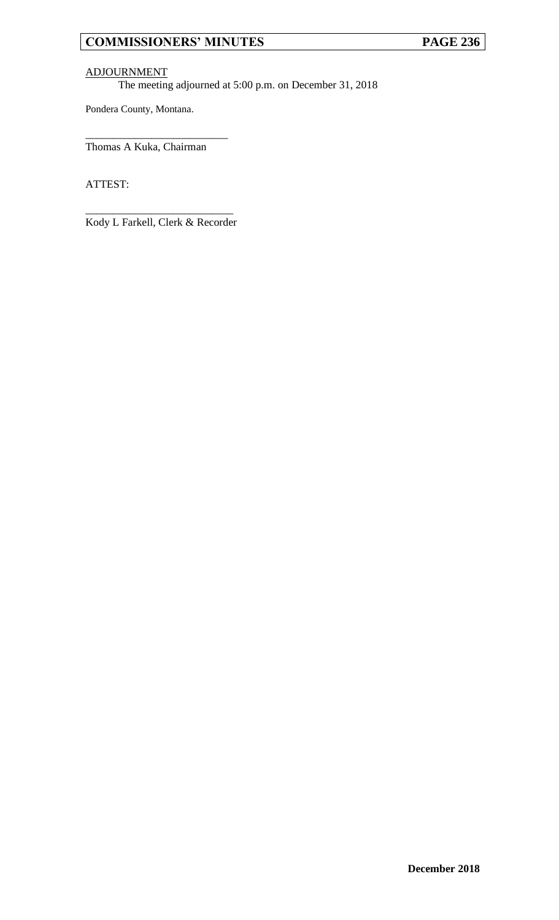<u>ADJOURNMENT</u>

The meeting adjourned at 5:00 p.m. on December 31, 2018

Pondera County, Montana.

__________________________

Thomas A Kuka, Chairman

ATTEST:

___________________________

Kody L Farkell, Clerk & Recorder